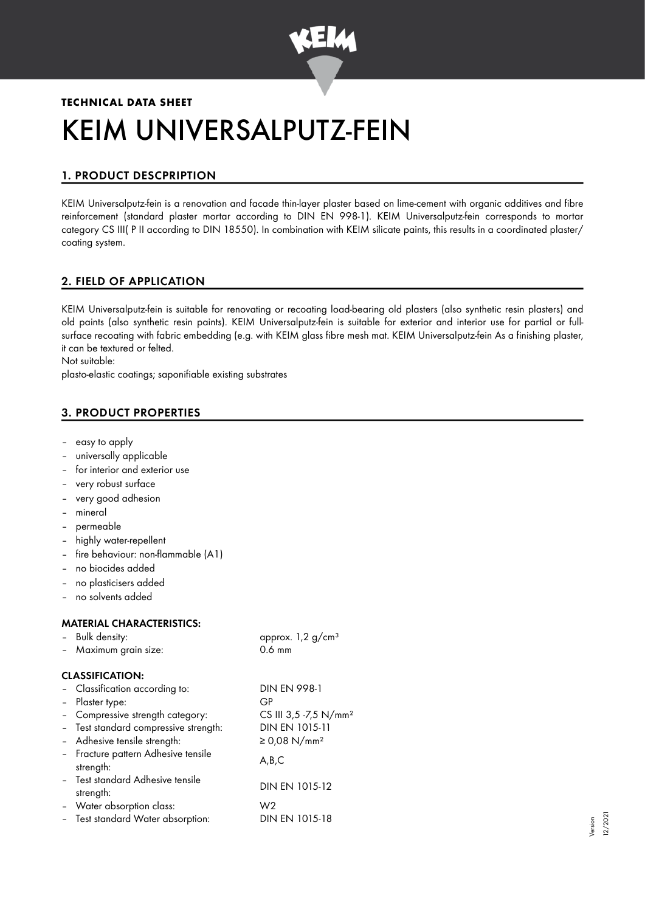**TECHNICAL DATA SHEET**

# KEIM UNIVERSALPUTZ-FEIN

## 1. PRODUCT DESCPRIPTION

KEIM Universalputz-fein is a renovation and facade thin-layer plaster based on lime-cement with organic additives and fibre reinforcement (standard plaster mortar according to DIN EN 998-1). KEIM Universalputz-fein corresponds to mortar category CS III( P II according to DIN 18550). In combination with KEIM silicate paints, this results in a coordinated plaster/ coating system.

## 2. FIELD OF APPLICATION

KEIM Universalputz-fein is suitable for renovating or recoating load-bearing old plasters (also synthetic resin plasters) and old paints (also synthetic resin paints). KEIM Universalputz-fein is suitable for exterior and interior use for partial or full-surface recoating with fabric embedding (e.g. with KEIM glass fibre mesh mat. KEIM Universalputz-fein As a finishing plaster, it can be textured or felted.

Not suitable:

plasto-elastic coatings; saponifiable existing substrates

## 3. PRODUCT PROPERTIES

- easy to apply
- universally applicable
- for interior and exterior use
- very robust surface
- very good adhesion
- mineral
- permeable
- highly water-repellent
- fire behaviour: non-flammable (A1)
- no biocides added
- no plasticisers added
- no solvents added

### MATERIAL CHARACTERISTICS:

| | |
|---|---|
| – Bulk density: | approx. 1,2 g/cm³ |
| – Maximum grain size: | 0.6 mm |

### CLASSIFICATION:

| | |
|---|---|
| – Classification according to: | DIN EN 998-1 |
| – Plaster type: | GP |
| – Compressive strength category: | CS III 3,5 -7,5 N/mm² |
| – Test standard compressive strength: | DIN EN 1015-11 |
| – Adhesive tensile strength: | ≥ 0,08 N/mm² |
| – Fracture pattern Adhesive tensile strength: | A,B,C |
| – Test standard Adhesive tensile strength: | DIN EN 1015-12 |
| – Water absorption class: | W2 |
| – Test standard Water absorption: | DIN EN 1015-18 |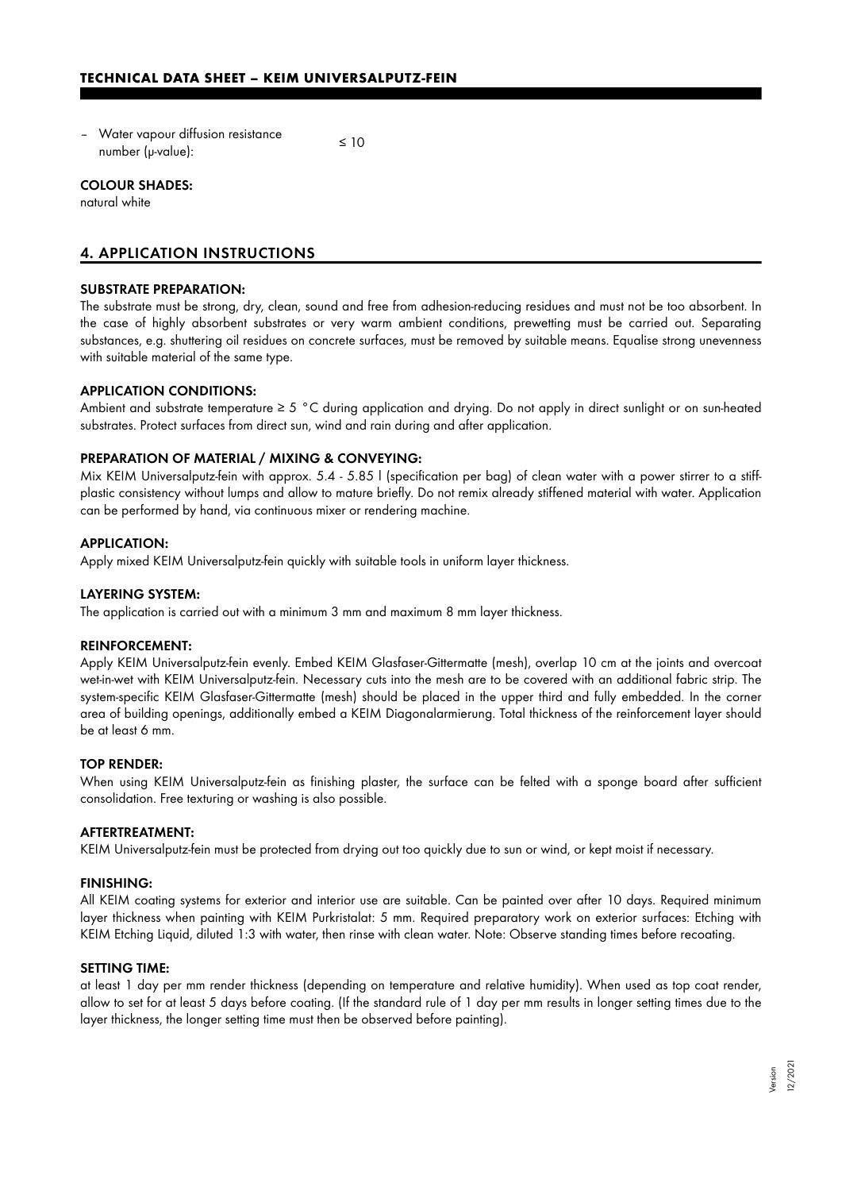– Water vapour diffusion resistance number (μ-value): ≤ 10

**COLOUR SHADES:**
natural white

## 4. APPLICATION INSTRUCTIONS

**SUBSTRATE PREPARATION:**
The substrate must be strong, dry, clean, sound and free from adhesion-reducing residues and must not be too absorbent. In the case of highly absorbent substrates or very warm ambient conditions, prewetting must be carried out. Separating substances, e.g. shuttering oil residues on concrete surfaces, must be removed by suitable means. Equalise strong unevenness with suitable material of the same type.

**APPLICATION CONDITIONS:**
Ambient and substrate temperature ≥ 5 °C during application and drying. Do not apply in direct sunlight or on sun-heated substrates. Protect surfaces from direct sun, wind and rain during and after application.

**PREPARATION OF MATERIAL / MIXING & CONVEYING:**
Mix KEIM Universalputz-fein with approx. 5.4 - 5.85 l (specification per bag) of clean water with a power stirrer to a stiff-plastic consistency without lumps and allow to mature briefly. Do not remix already stiffened material with water. Application can be performed by hand, via continuous mixer or rendering machine.

**APPLICATION:**
Apply mixed KEIM Universalputz-fein quickly with suitable tools in uniform layer thickness.

**LAYERING SYSTEM:**
The application is carried out with a minimum 3 mm and maximum 8 mm layer thickness.

**REINFORCEMENT:**
Apply KEIM Universalputz-fein evenly. Embed KEIM Glasfaser-Gittermatte (mesh), overlap 10 cm at the joints and overcoat wet-in-wet with KEIM Universalputz-fein. Necessary cuts into the mesh are to be covered with an additional fabric strip. The system-specific KEIM Glasfaser-Gittermatte (mesh) should be placed in the upper third and fully embedded. In the corner area of building openings, additionally embed a KEIM Diagonalarmierung. Total thickness of the reinforcement layer should be at least 6 mm.

**TOP RENDER:**
When using KEIM Universalputz-fein as finishing plaster, the surface can be felted with a sponge board after sufficient consolidation. Free texturing or washing is also possible.

**AFTERTREATMENT:**
KEIM Universalputz-fein must be protected from drying out too quickly due to sun or wind, or kept moist if necessary.

**FINISHING:**
All KEIM coating systems for exterior and interior use are suitable. Can be painted over after 10 days. Required minimum layer thickness when painting with KEIM Purkristalat: 5 mm. Required preparatory work on exterior surfaces: Etching with KEIM Etching Liquid, diluted 1:3 with water, then rinse with clean water. Note: Observe standing times before recoating.

**SETTING TIME:**
at least 1 day per mm render thickness (depending on temperature and relative humidity). When used as top coat render, allow to set for at least 5 days before coating. (If the standard rule of 1 day per mm results in longer setting times due to the layer thickness, the longer setting time must then be observed before painting).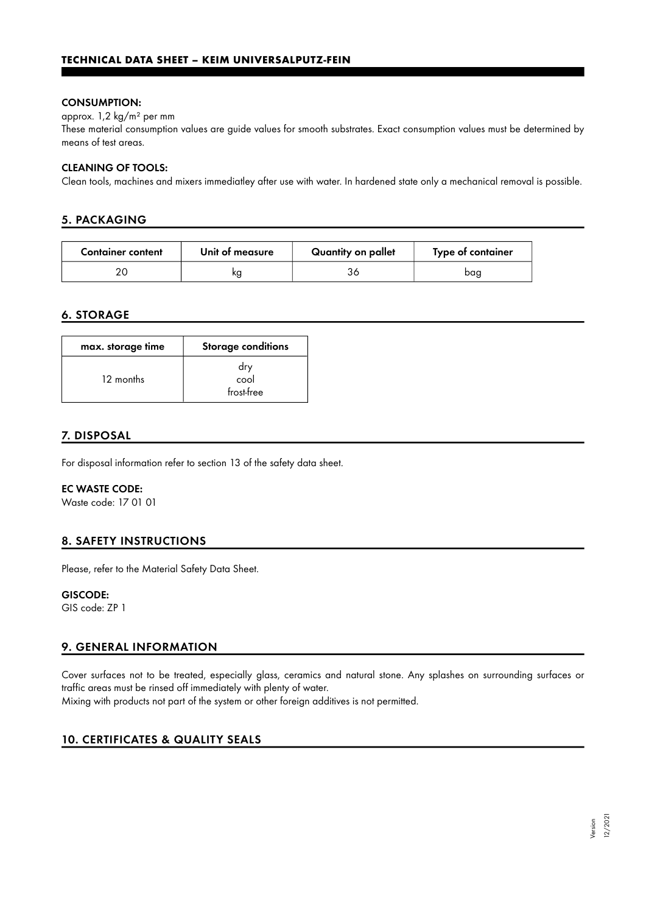#### CONSUMPTION:

approx. 1,2 kg/m² per mm

These material consumption values are guide values for smooth substrates. Exact consumption values must be determined by means of test areas.

#### CLEANING OF TOOLS:

Clean tools, machines and mixers immediatley after use with water. In hardened state only a mechanical removal is possible.

## 5. PACKAGING

| Container content | Unit of measure | Quantity on pallet | Type of container |
|---|---|---|---|
| 20 | kg | 36 | bag |

## 6. STORAGE

| max. storage time | Storage conditions |
|---|---|
| 12 months | dry<br>cool<br>frost-free |

## 7. DISPOSAL

For disposal information refer to section 13 of the safety data sheet.

#### EC WASTE CODE:

Waste code: 17 01 01

## 8. SAFETY INSTRUCTIONS

Please, refer to the Material Safety Data Sheet.

#### GISCODE:

GIS code: ZP 1

## 9. GENERAL INFORMATION

Cover surfaces not to be treated, especially glass, ceramics and natural stone. Any splashes on surrounding surfaces or traffic areas must be rinsed off immediately with plenty of water.
Mixing with products not part of the system or other foreign additives is not permitted.

## 10. CERTIFICATES & QUALITY SEALS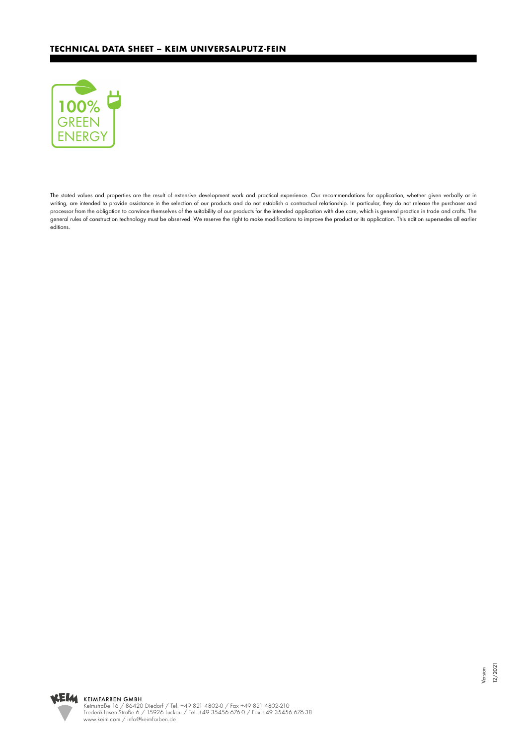100%
GREEN
ENERGY

The stated values and properties are the result of extensive development work and practical experience. Our recommendations for application, whether given verbally or in writing, are intended to provide assistance in the selection of our products and do not establish a contractual relationship. In particular, they do not release the purchaser and processor from the obligation to convince themselves of the suitability of our products for the intended application with due care, which is general practice in trade and crafts. The general rules of construction technology must be observed. We reserve the right to make modifications to improve the product or its application. This edition supersedes all earlier editions.

KEIMFARBEN GMBH
Keimstraße 16 / 86420 Diedorf / Tel. +49 821 4802-0 / Fax +49 821 4802-210
Frederik-Ipsen-Straße 6 / 15926 Luckau / Tel. +49 35456 676-0 / Fax +49 35456 676-38
www.keim.com / info@keimfarben.de

Version 12/2021